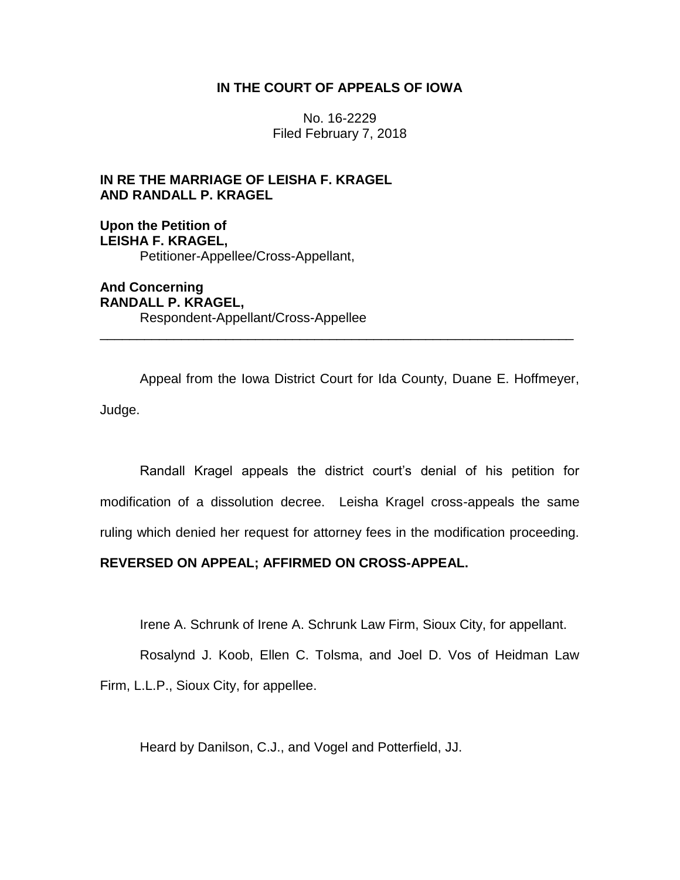**IN THE COURT OF APPEALS OF IOWA**

No. 16-2229
Filed February 7, 2018

**IN RE THE MARRIAGE OF LEISHA F. KRAGEL AND RANDALL P. KRAGEL**

**Upon the Petition of**
**LEISHA F. KRAGEL,**
Petitioner-Appellee/Cross-Appellant,

**And Concerning**
**RANDALL P. KRAGEL,**
Respondent-Appellant/Cross-Appellee

---

Appeal from the Iowa District Court for Ida County, Duane E. Hoffmeyer, Judge.

Randall Kragel appeals the district court's denial of his petition for modification of a dissolution decree. Leisha Kragel cross-appeals the same ruling which denied her request for attorney fees in the modification proceeding.

**REVERSED ON APPEAL; AFFIRMED ON CROSS-APPEAL.**

Irene A. Schrunk of Irene A. Schrunk Law Firm, Sioux City, for appellant.

Rosalynd J. Koob, Ellen C. Tolsma, and Joel D. Vos of Heidman Law Firm, L.L.P., Sioux City, for appellee.

Heard by Danilson, C.J., and Vogel and Potterfield, JJ.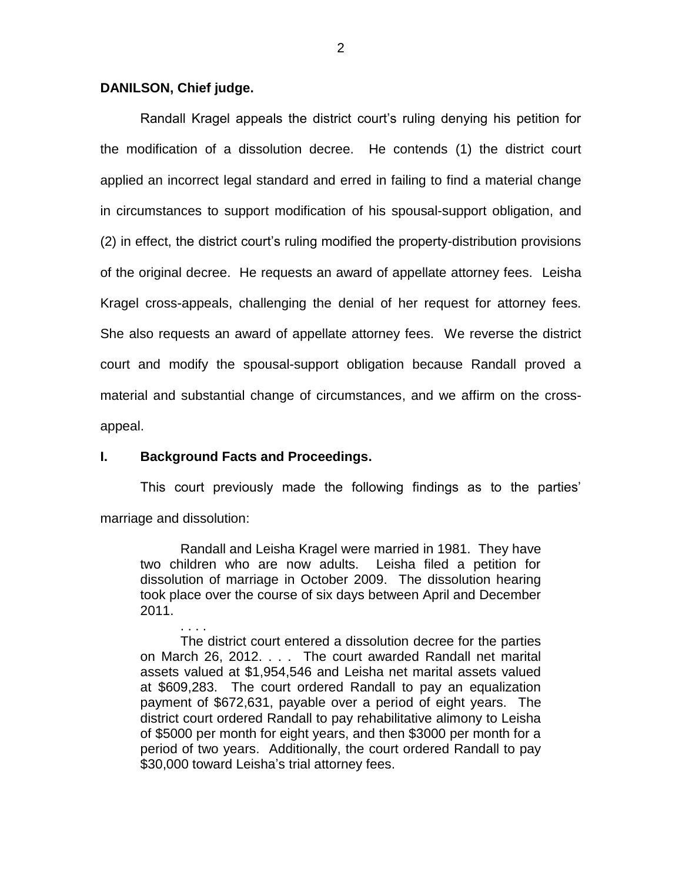**DANILSON, Chief judge.**

Randall Kragel appeals the district court's ruling denying his petition for the modification of a dissolution decree. He contends (1) the district court applied an incorrect legal standard and erred in failing to find a material change in circumstances to support modification of his spousal-support obligation, and (2) in effect, the district court's ruling modified the property-distribution provisions of the original decree. He requests an award of appellate attorney fees. Leisha Kragel cross-appeals, challenging the denial of her request for attorney fees. She also requests an award of appellate attorney fees. We reverse the district court and modify the spousal-support obligation because Randall proved a material and substantial change of circumstances, and we affirm on the cross-appeal.

## I. Background Facts and Proceedings.

This court previously made the following findings as to the parties' marriage and dissolution:

> Randall and Leisha Kragel were married in 1981. They have two children who are now adults. Leisha filed a petition for dissolution of marriage in October 2009. The dissolution hearing took place over the course of six days between April and December 2011.
>
> . . . .
>
> The district court entered a dissolution decree for the parties on March 26, 2012. . . . The court awarded Randall net marital assets valued at $1,954,546 and Leisha net marital assets valued at $609,283. The court ordered Randall to pay an equalization payment of $672,631, payable over a period of eight years. The district court ordered Randall to pay rehabilitative alimony to Leisha of $5000 per month for eight years, and then $3000 per month for a period of two years. Additionally, the court ordered Randall to pay $30,000 toward Leisha's trial attorney fees.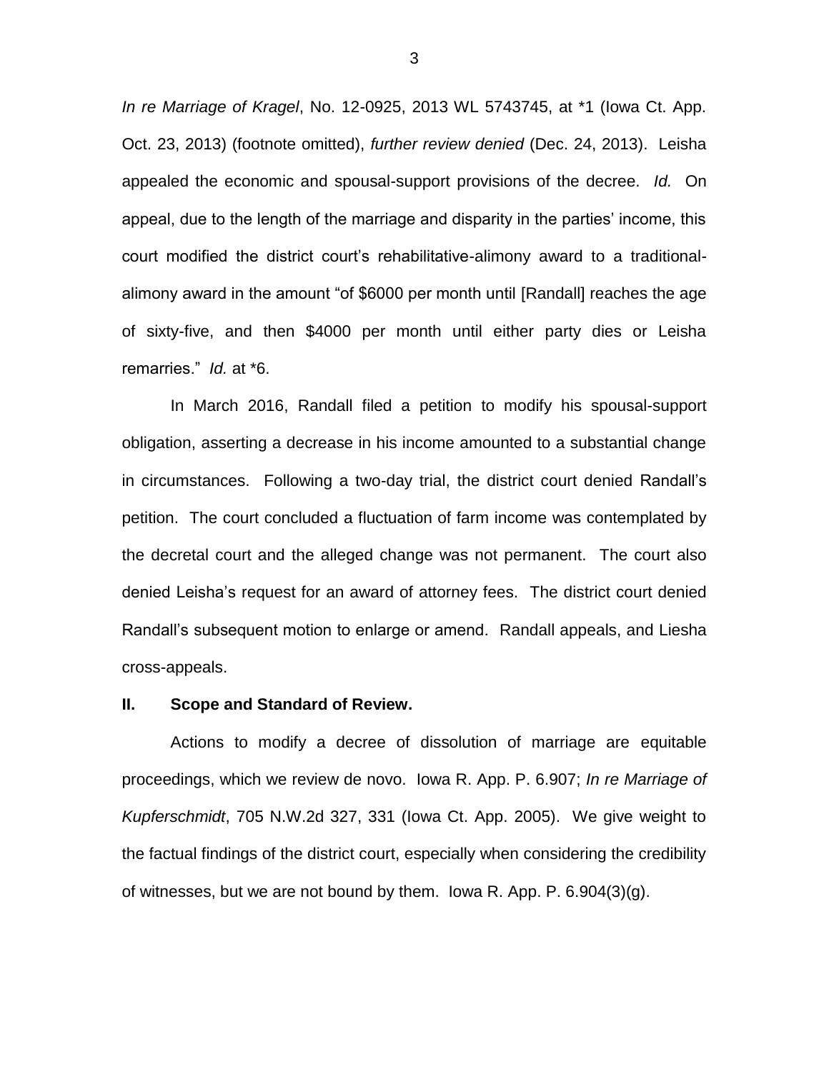*In re Marriage of Kragel*, No. 12-0925, 2013 WL 5743745, at *1 (Iowa Ct. App. Oct. 23, 2013) (footnote omitted), *further review denied* (Dec. 24, 2013). Leisha appealed the economic and spousal-support provisions of the decree. *Id.* On appeal, due to the length of the marriage and disparity in the parties' income, this court modified the district court's rehabilitative-alimony award to a traditional-alimony award in the amount "of $6000 per month until [Randall] reaches the age of sixty-five, and then $4000 per month until either party dies or Leisha remarries." *Id.* at *6.

In March 2016, Randall filed a petition to modify his spousal-support obligation, asserting a decrease in his income amounted to a substantial change in circumstances. Following a two-day trial, the district court denied Randall's petition. The court concluded a fluctuation of farm income was contemplated by the decretal court and the alleged change was not permanent. The court also denied Leisha's request for an award of attorney fees. The district court denied Randall's subsequent motion to enlarge or amend. Randall appeals, and Liesha cross-appeals.

## II. Scope and Standard of Review.

Actions to modify a decree of dissolution of marriage are equitable proceedings, which we review de novo. Iowa R. App. P. 6.907; *In re Marriage of Kupferschmidt*, 705 N.W.2d 327, 331 (Iowa Ct. App. 2005). We give weight to the factual findings of the district court, especially when considering the credibility of witnesses, but we are not bound by them. Iowa R. App. P. 6.904(3)(g).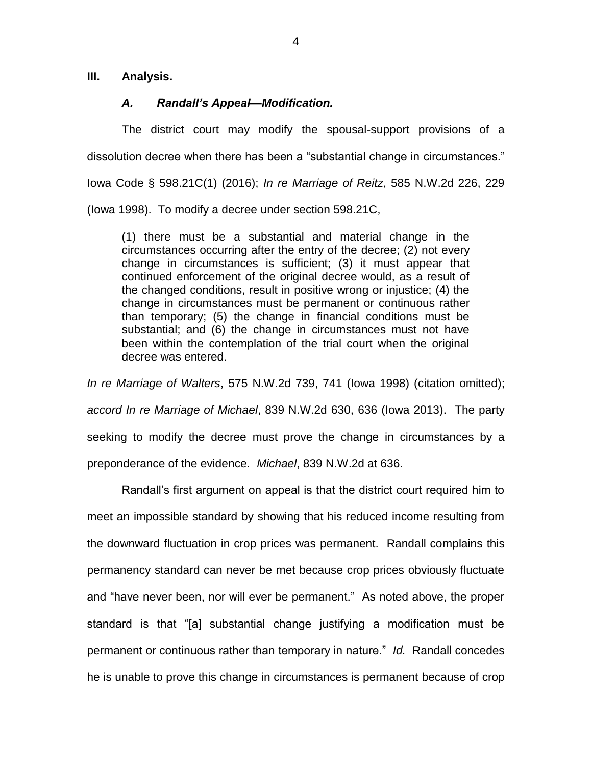## III. Analysis.

### *A. Randall's Appeal—Modification.*

The district court may modify the spousal-support provisions of a dissolution decree when there has been a "substantial change in circumstances." Iowa Code § 598.21C(1) (2016); *In re Marriage of Reitz*, 585 N.W.2d 226, 229 (Iowa 1998). To modify a decree under section 598.21C,

> (1) there must be a substantial and material change in the circumstances occurring after the entry of the decree; (2) not every change in circumstances is sufficient; (3) it must appear that continued enforcement of the original decree would, as a result of the changed conditions, result in positive wrong or injustice; (4) the change in circumstances must be permanent or continuous rather than temporary; (5) the change in financial conditions must be substantial; and (6) the change in circumstances must not have been within the contemplation of the trial court when the original decree was entered.

*In re Marriage of Walters*, 575 N.W.2d 739, 741 (Iowa 1998) (citation omitted); *accord In re Marriage of Michael*, 839 N.W.2d 630, 636 (Iowa 2013). The party seeking to modify the decree must prove the change in circumstances by a preponderance of the evidence. *Michael*, 839 N.W.2d at 636.

Randall's first argument on appeal is that the district court required him to meet an impossible standard by showing that his reduced income resulting from the downward fluctuation in crop prices was permanent. Randall complains this permanency standard can never be met because crop prices obviously fluctuate and "have never been, nor will ever be permanent." As noted above, the proper standard is that "[a] substantial change justifying a modification must be permanent or continuous rather than temporary in nature." *Id.* Randall concedes he is unable to prove this change in circumstances is permanent because of crop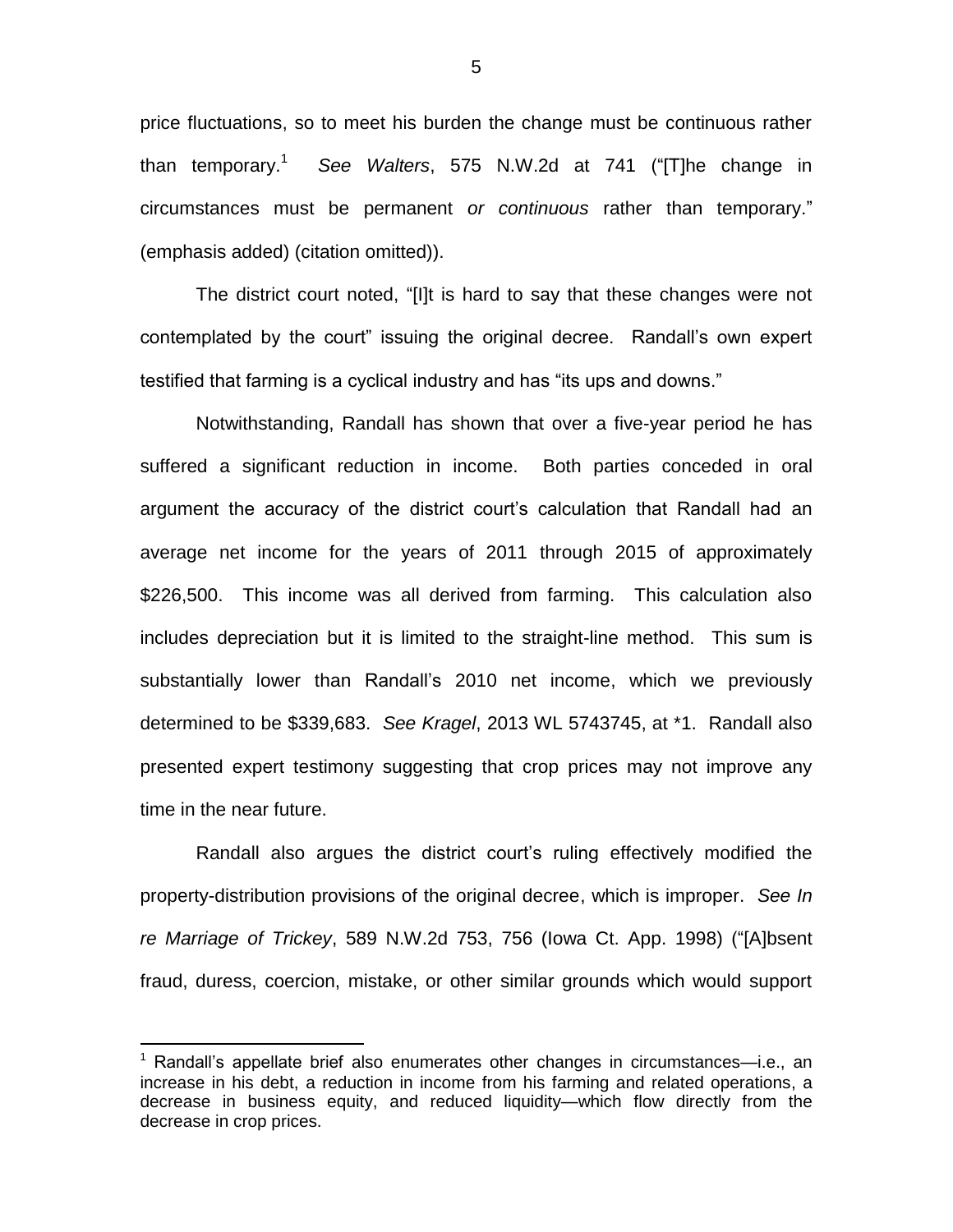price fluctuations, so to meet his burden the change must be continuous rather than temporary.[1] *See Walters*, 575 N.W.2d at 741 ("[T]he change in circumstances must be permanent *or continuous* rather than temporary." (emphasis added) (citation omitted)).

The district court noted, "[I]t is hard to say that these changes were not contemplated by the court" issuing the original decree. Randall's own expert testified that farming is a cyclical industry and has "its ups and downs."

Notwithstanding, Randall has shown that over a five-year period he has suffered a significant reduction in income. Both parties conceded in oral argument the accuracy of the district court's calculation that Randall had an average net income for the years of 2011 through 2015 of approximately $226,500. This income was all derived from farming. This calculation also includes depreciation but it is limited to the straight-line method. This sum is substantially lower than Randall's 2010 net income, which we previously determined to be $339,683. *See Kragel*, 2013 WL 5743745, at *1. Randall also presented expert testimony suggesting that crop prices may not improve any time in the near future.

Randall also argues the district court's ruling effectively modified the property-distribution provisions of the original decree, which is improper. *See In re Marriage of Trickey*, 589 N.W.2d 753, 756 (Iowa Ct. App. 1998) ("[A]bsent fraud, duress, coercion, mistake, or other similar grounds which would support

---

[1] Randall's appellate brief also enumerates other changes in circumstances—i.e., an increase in his debt, a reduction in income from his farming and related operations, a decrease in business equity, and reduced liquidity—which flow directly from the decrease in crop prices.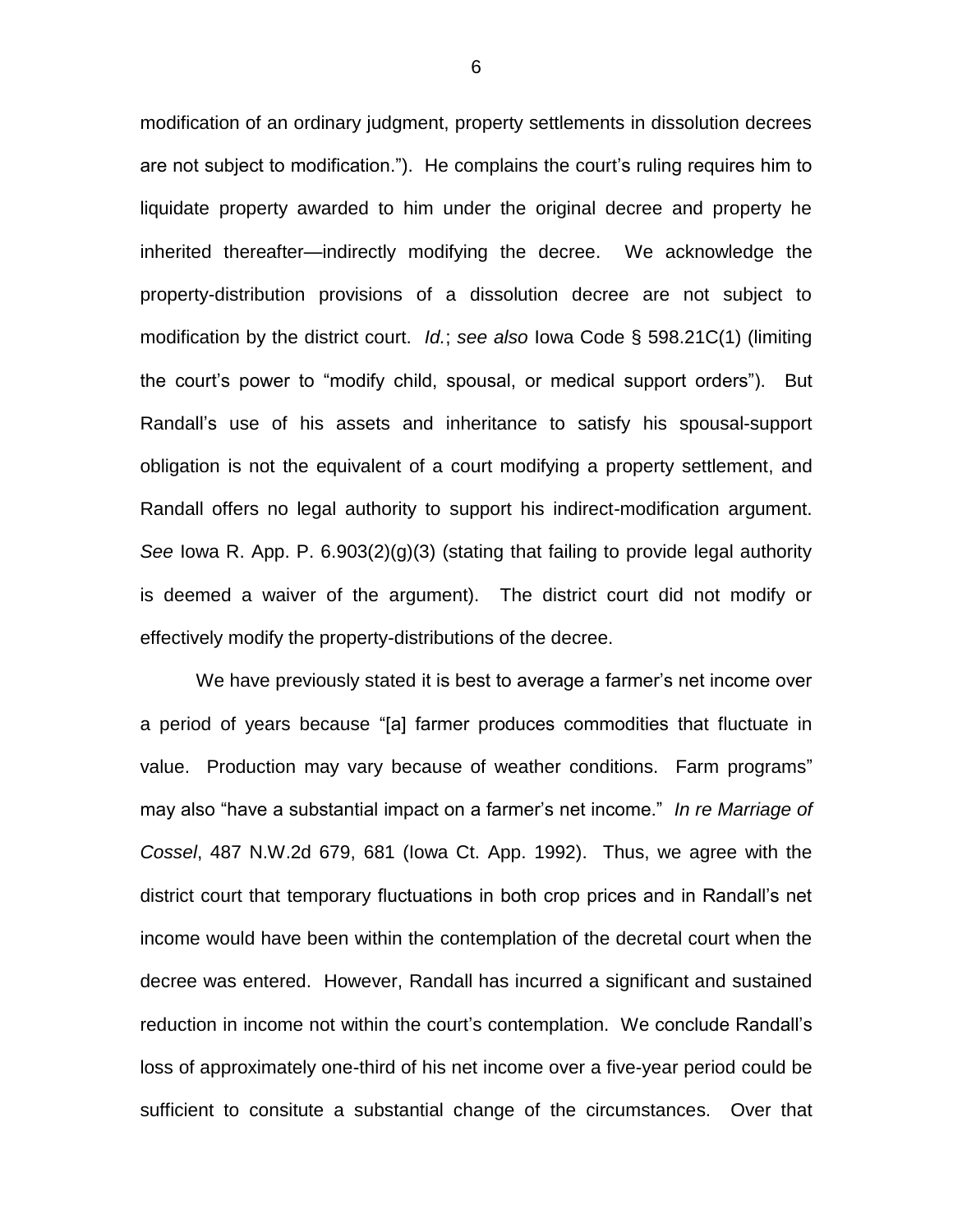modification of an ordinary judgment, property settlements in dissolution decrees are not subject to modification."). He complains the court's ruling requires him to liquidate property awarded to him under the original decree and property he inherited thereafter—indirectly modifying the decree. We acknowledge the property-distribution provisions of a dissolution decree are not subject to modification by the district court. *Id.*; *see also* Iowa Code § 598.21C(1) (limiting the court's power to "modify child, spousal, or medical support orders"). But Randall's use of his assets and inheritance to satisfy his spousal-support obligation is not the equivalent of a court modifying a property settlement, and Randall offers no legal authority to support his indirect-modification argument. *See* Iowa R. App. P. 6.903(2)(g)(3) (stating that failing to provide legal authority is deemed a waiver of the argument). The district court did not modify or effectively modify the property-distributions of the decree.

We have previously stated it is best to average a farmer's net income over a period of years because "[a] farmer produces commodities that fluctuate in value. Production may vary because of weather conditions. Farm programs" may also "have a substantial impact on a farmer's net income." *In re Marriage of Cossel*, 487 N.W.2d 679, 681 (Iowa Ct. App. 1992). Thus, we agree with the district court that temporary fluctuations in both crop prices and in Randall's net income would have been within the contemplation of the decretal court when the decree was entered. However, Randall has incurred a significant and sustained reduction in income not within the court's contemplation. We conclude Randall's loss of approximately one-third of his net income over a five-year period could be sufficient to consitute a substantial change of the circumstances. Over that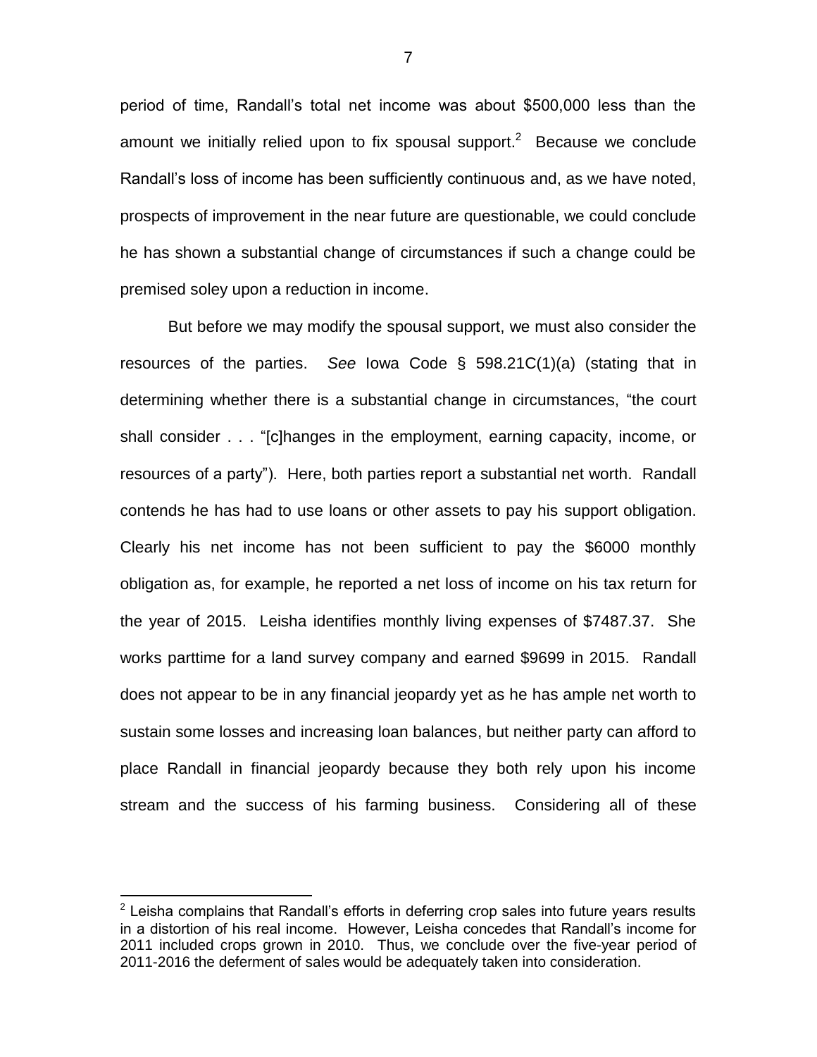period of time, Randall's total net income was about $500,000 less than the amount we initially relied upon to fix spousal support.[2] Because we conclude Randall's loss of income has been sufficiently continuous and, as we have noted, prospects of improvement in the near future are questionable, we could conclude he has shown a substantial change of circumstances if such a change could be premised soley upon a reduction in income.

But before we may modify the spousal support, we must also consider the resources of the parties. *See* Iowa Code § 598.21C(1)(a) (stating that in determining whether there is a substantial change in circumstances, "the court shall consider . . . "[c]hanges in the employment, earning capacity, income, or resources of a party"). Here, both parties report a substantial net worth. Randall contends he has had to use loans or other assets to pay his support obligation. Clearly his net income has not been sufficient to pay the $6000 monthly obligation as, for example, he reported a net loss of income on his tax return for the year of 2015. Leisha identifies monthly living expenses of $7487.37. She works parttime for a land survey company and earned $9699 in 2015. Randall does not appear to be in any financial jeopardy yet as he has ample net worth to sustain some losses and increasing loan balances, but neither party can afford to place Randall in financial jeopardy because they both rely upon his income stream and the success of his farming business. Considering all of these

[2] Leisha complains that Randall's efforts in deferring crop sales into future years results in a distortion of his real income. However, Leisha concedes that Randall's income for 2011 included crops grown in 2010. Thus, we conclude over the five-year period of 2011-2016 the deferment of sales would be adequately taken into consideration.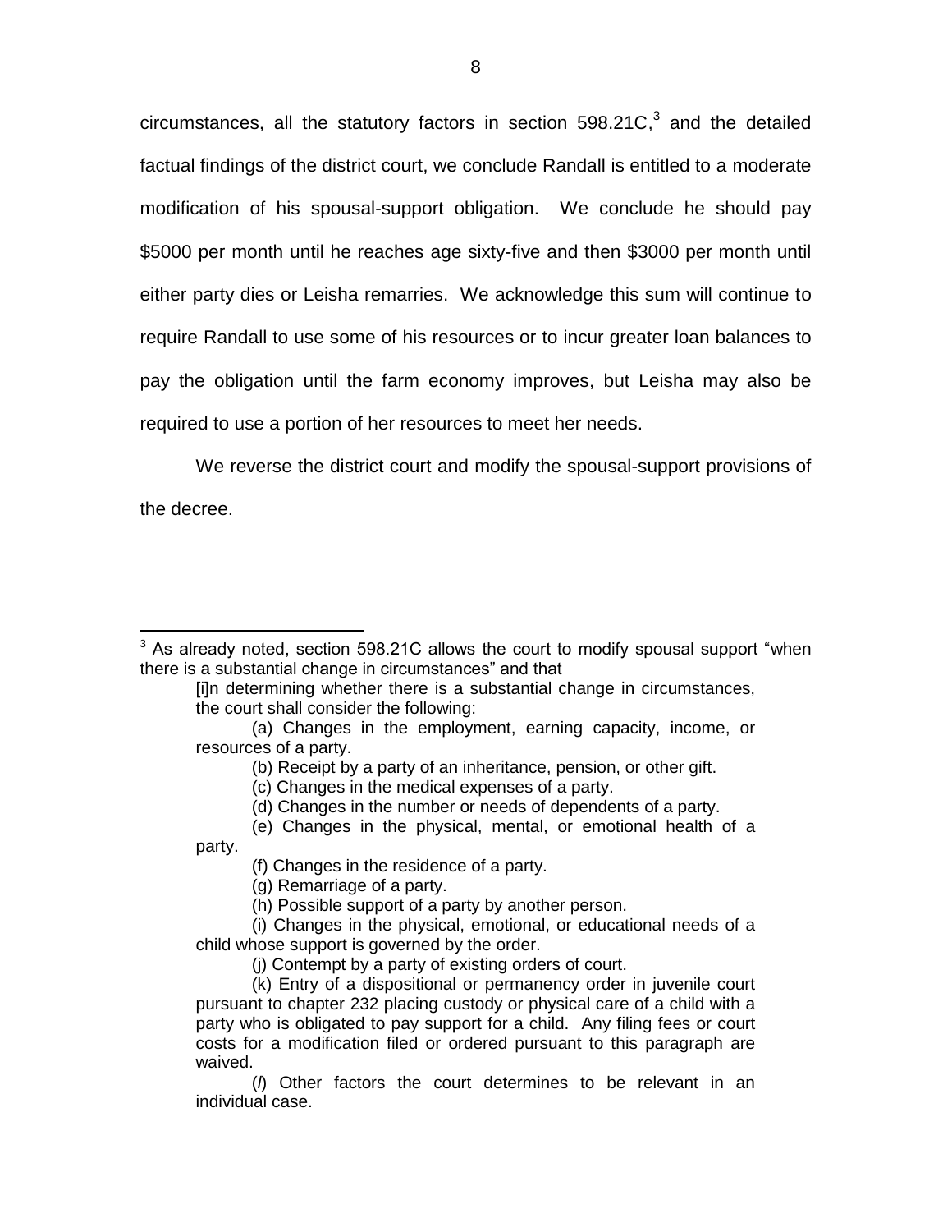circumstances, all the statutory factors in section 598.21C,[3] and the detailed factual findings of the district court, we conclude Randall is entitled to a moderate modification of his spousal-support obligation. We conclude he should pay $5000 per month until he reaches age sixty-five and then $3000 per month until either party dies or Leisha remarries. We acknowledge this sum will continue to require Randall to use some of his resources or to incur greater loan balances to pay the obligation until the farm economy improves, but Leisha may also be required to use a portion of her resources to meet her needs.

We reverse the district court and modify the spousal-support provisions of the decree.

---

[3] As already noted, section 598.21C allows the court to modify spousal support "when there is a substantial change in circumstances" and that

> [i]n determining whether there is a substantial change in circumstances, the court shall consider the following:
>
> (a) Changes in the employment, earning capacity, income, or resources of a party.
>
> (b) Receipt by a party of an inheritance, pension, or other gift.
>
> (c) Changes in the medical expenses of a party.
>
> (d) Changes in the number or needs of dependents of a party.
>
> (e) Changes in the physical, mental, or emotional health of a party.
>
> (f) Changes in the residence of a party.
>
> (g) Remarriage of a party.
>
> (h) Possible support of a party by another person.
>
> (i) Changes in the physical, emotional, or educational needs of a child whose support is governed by the order.
>
> (j) Contempt by a party of existing orders of court.
>
> (k) Entry of a dispositional or permanency order in juvenile court pursuant to chapter 232 placing custody or physical care of a child with a party who is obligated to pay support for a child. Any filing fees or court costs for a modification filed or ordered pursuant to this paragraph are waived.
>
> (*l*) Other factors the court determines to be relevant in an individual case.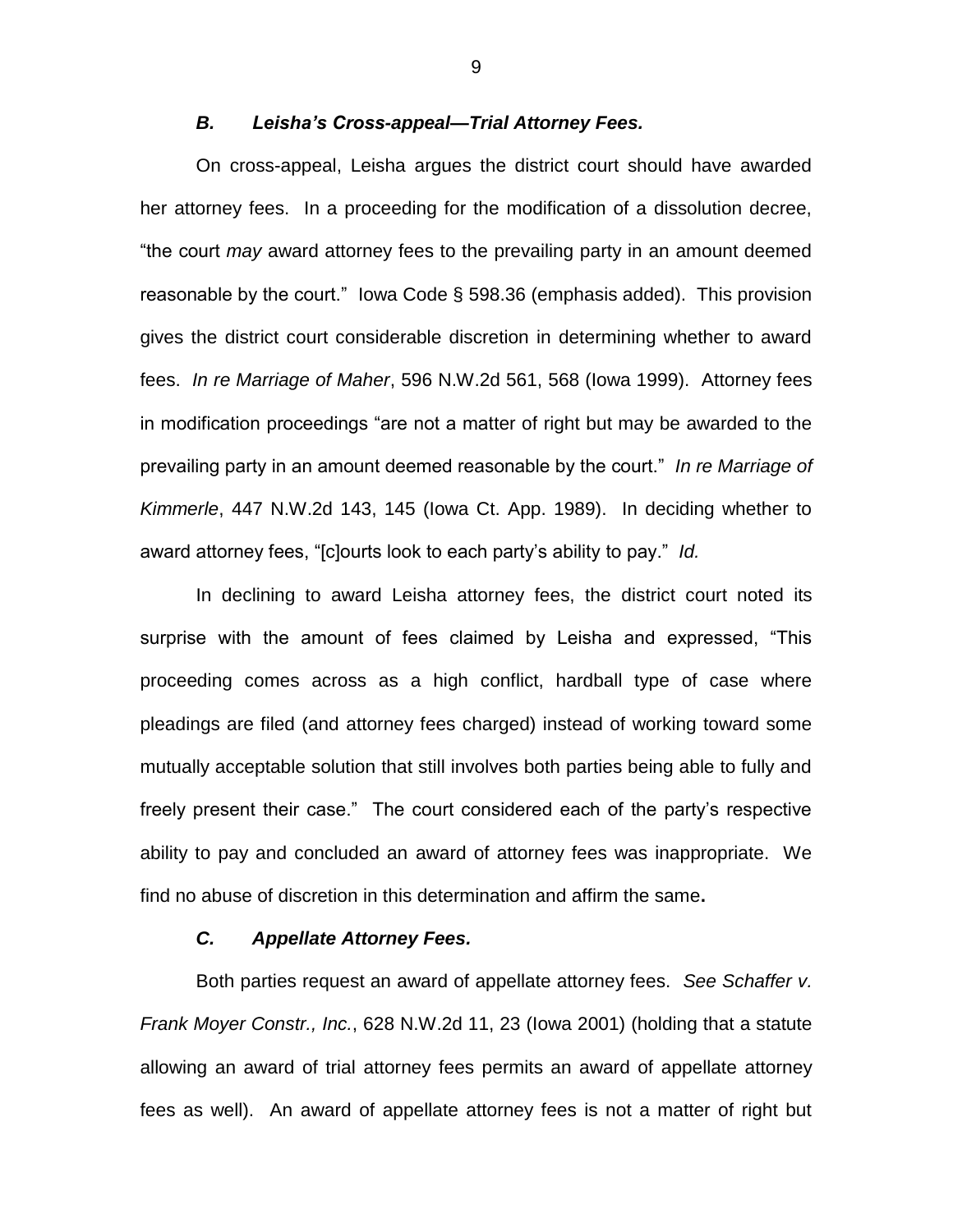### *B. Leisha's Cross-appeal—Trial Attorney Fees.*

On cross-appeal, Leisha argues the district court should have awarded her attorney fees. In a proceeding for the modification of a dissolution decree, "the court *may* award attorney fees to the prevailing party in an amount deemed reasonable by the court." Iowa Code § 598.36 (emphasis added). This provision gives the district court considerable discretion in determining whether to award fees. *In re Marriage of Maher*, 596 N.W.2d 561, 568 (Iowa 1999). Attorney fees in modification proceedings "are not a matter of right but may be awarded to the prevailing party in an amount deemed reasonable by the court." *In re Marriage of Kimmerle*, 447 N.W.2d 143, 145 (Iowa Ct. App. 1989). In deciding whether to award attorney fees, "[c]ourts look to each party's ability to pay." *Id.*

In declining to award Leisha attorney fees, the district court noted its surprise with the amount of fees claimed by Leisha and expressed, "This proceeding comes across as a high conflict, hardball type of case where pleadings are filed (and attorney fees charged) instead of working toward some mutually acceptable solution that still involves both parties being able to fully and freely present their case." The court considered each of the party's respective ability to pay and concluded an award of attorney fees was inappropriate. We find no abuse of discretion in this determination and affirm the same**.**

### *C. Appellate Attorney Fees.*

Both parties request an award of appellate attorney fees. *See Schaffer v. Frank Moyer Constr., Inc.*, 628 N.W.2d 11, 23 (Iowa 2001) (holding that a statute allowing an award of trial attorney fees permits an award of appellate attorney fees as well). An award of appellate attorney fees is not a matter of right but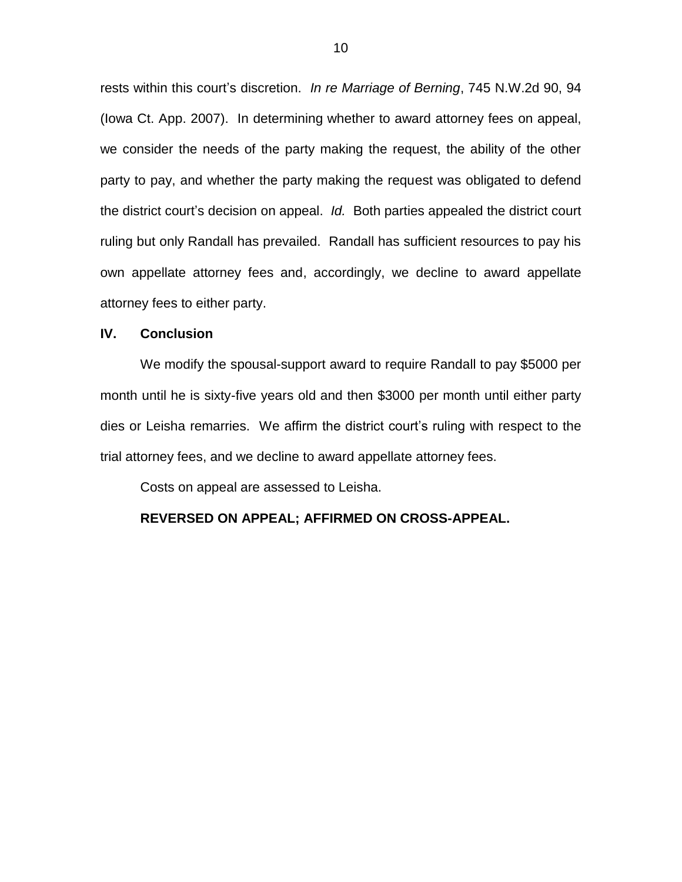rests within this court's discretion. *In re Marriage of Berning*, 745 N.W.2d 90, 94 (Iowa Ct. App. 2007). In determining whether to award attorney fees on appeal, we consider the needs of the party making the request, the ability of the other party to pay, and whether the party making the request was obligated to defend the district court's decision on appeal. *Id.* Both parties appealed the district court ruling but only Randall has prevailed. Randall has sufficient resources to pay his own appellate attorney fees and, accordingly, we decline to award appellate attorney fees to either party.

## IV. Conclusion

We modify the spousal-support award to require Randall to pay $5000 per month until he is sixty-five years old and then $3000 per month until either party dies or Leisha remarries. We affirm the district court's ruling with respect to the trial attorney fees, and we decline to award appellate attorney fees.

Costs on appeal are assessed to Leisha.

**REVERSED ON APPEAL; AFFIRMED ON CROSS-APPEAL.**